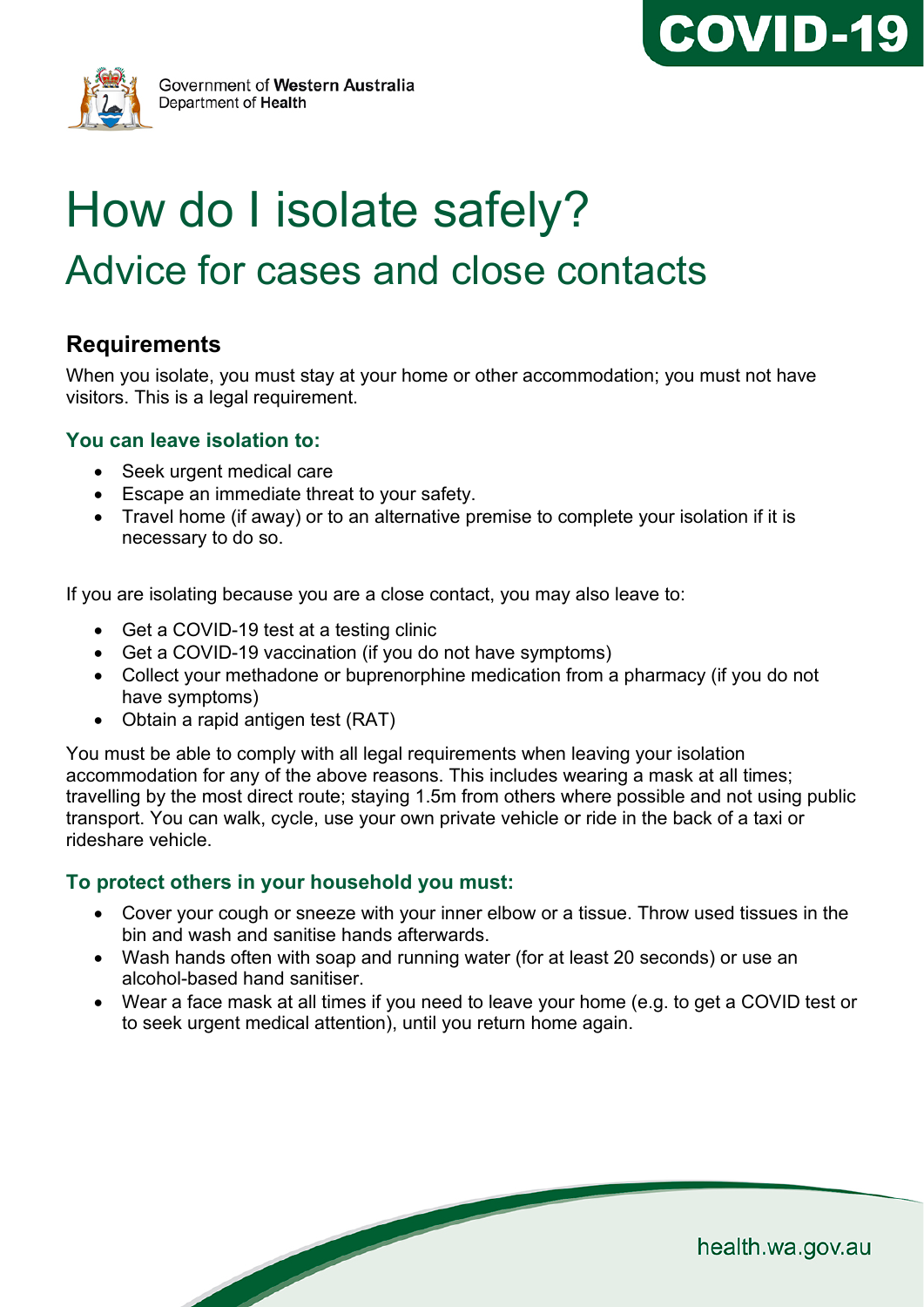COVID-19

Government of **Western Australia**
Department of **Health**

# How do I isolate safely?

## Advice for cases and close contacts

### Requirements

When you isolate, you must stay at your home or other accommodation; you must not have visitors. This is a legal requirement.

#### You can leave isolation to:

- Seek urgent medical care
- Escape an immediate threat to your safety.
- Travel home (if away) or to an alternative premise to complete your isolation if it is necessary to do so.

If you are isolating because you are a close contact, you may also leave to:

- Get a COVID-19 test at a testing clinic
- Get a COVID-19 vaccination (if you do not have symptoms)
- Collect your methadone or buprenorphine medication from a pharmacy (if you do not have symptoms)
- Obtain a rapid antigen test (RAT)

You must be able to comply with all legal requirements when leaving your isolation accommodation for any of the above reasons. This includes wearing a mask at all times; travelling by the most direct route; staying 1.5m from others where possible and not using public transport. You can walk, cycle, use your own private vehicle or ride in the back of a taxi or rideshare vehicle.

#### To protect others in your household you must:

- Cover your cough or sneeze with your inner elbow or a tissue. Throw used tissues in the bin and wash and sanitise hands afterwards.
- Wash hands often with soap and running water (for at least 20 seconds) or use an alcohol-based hand sanitiser.
- Wear a face mask at all times if you need to leave your home (e.g. to get a COVID test or to seek urgent medical attention), until you return home again.

health.wa.gov.au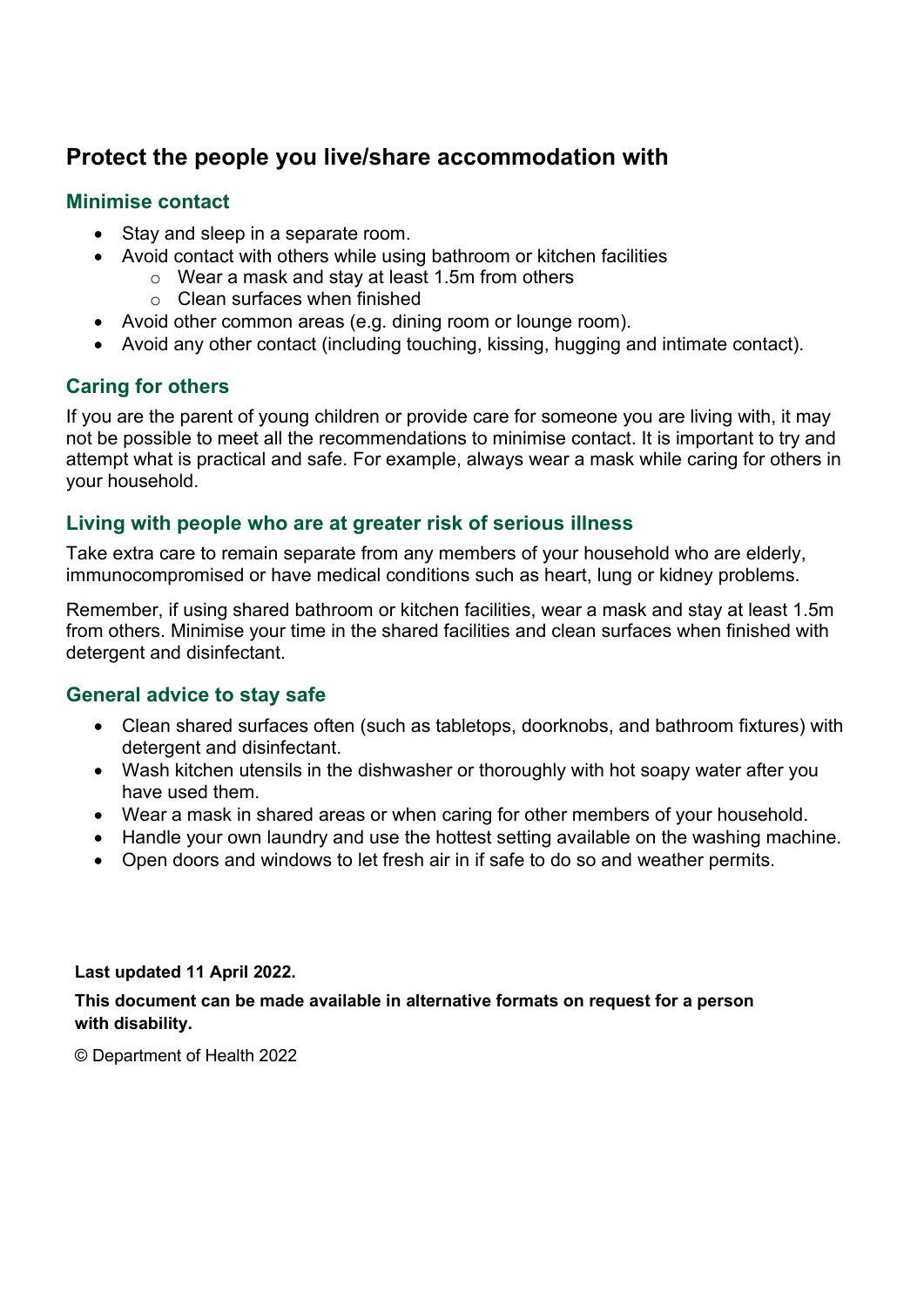## Protect the people you live/share accommodation with

### Minimise contact

- Stay and sleep in a separate room.
- Avoid contact with others while using bathroom or kitchen facilities
  - Wear a mask and stay at least 1.5m from others
  - Clean surfaces when finished
- Avoid other common areas (e.g. dining room or lounge room).
- Avoid any other contact (including touching, kissing, hugging and intimate contact).

### Caring for others

If you are the parent of young children or provide care for someone you are living with, it may not be possible to meet all the recommendations to minimise contact. It is important to try and attempt what is practical and safe. For example, always wear a mask while caring for others in your household.

### Living with people who are at greater risk of serious illness

Take extra care to remain separate from any members of your household who are elderly, immunocompromised or have medical conditions such as heart, lung or kidney problems.

Remember, if using shared bathroom or kitchen facilities, wear a mask and stay at least 1.5m from others. Minimise your time in the shared facilities and clean surfaces when finished with detergent and disinfectant.

### General advice to stay safe

- Clean shared surfaces often (such as tabletops, doorknobs, and bathroom fixtures) with detergent and disinfectant.
- Wash kitchen utensils in the dishwasher or thoroughly with hot soapy water after you have used them.
- Wear a mask in shared areas or when caring for other members of your household.
- Handle your own laundry and use the hottest setting available on the washing machine.
- Open doors and windows to let fresh air in if safe to do so and weather permits.

**Last updated 11 April 2022.**

**This document can be made available in alternative formats on request for a person with disability.**

© Department of Health 2022